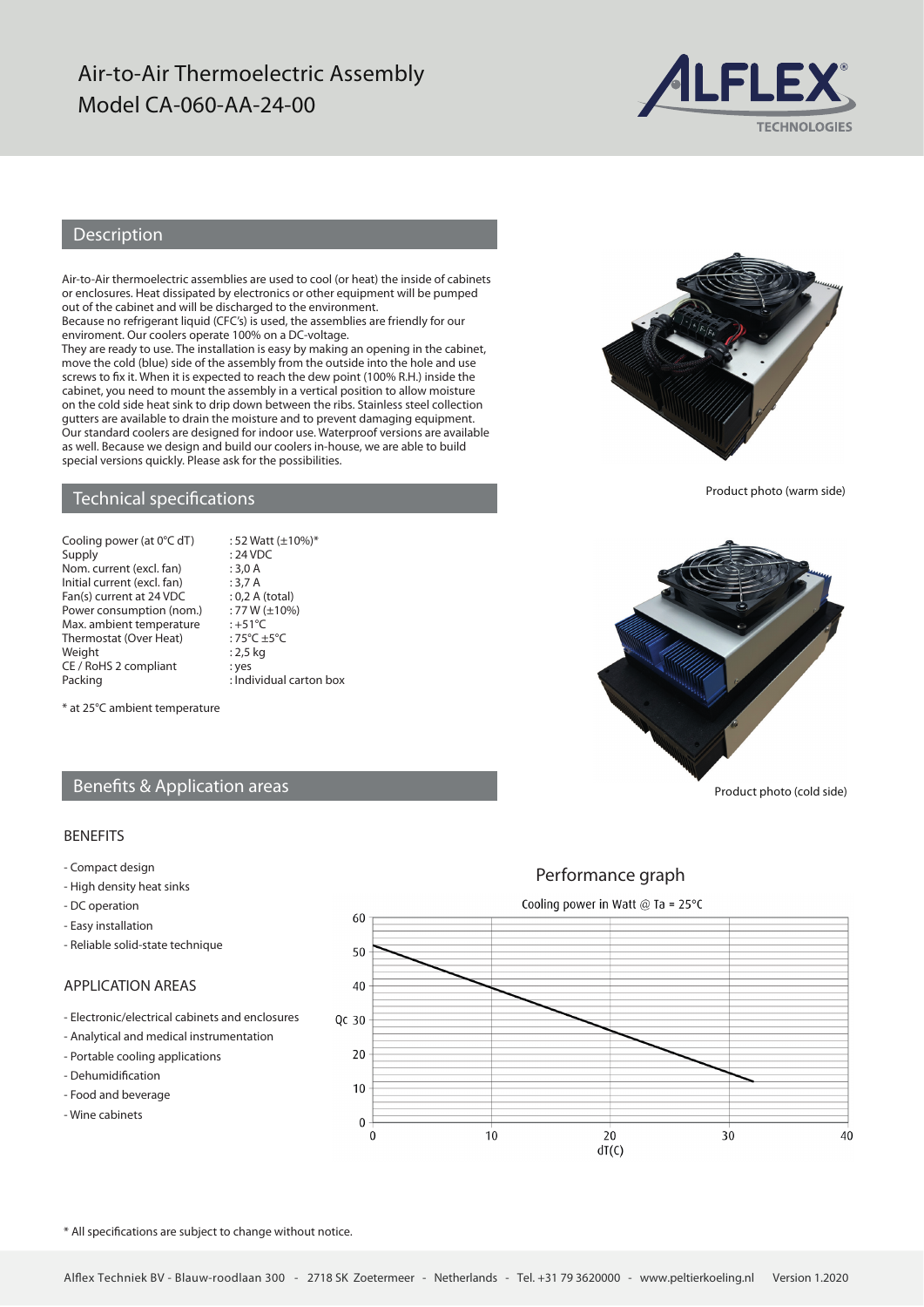# Air-to-Air Thermoelectric Assembly
# Model CA-060-AA-24-00

## Description

Air-to-Air thermoelectric assemblies are used to cool (or heat) the inside of cabinets or enclosures. Heat dissipated by electronics or other equipment will be pumped out of the cabinet and will be discharged to the environment.
Because no refrigerant liquid (CFC's) is used, the assemblies are friendly for our enviroment. Our coolers operate 100% on a DC-voltage.
They are ready to use. The installation is easy by making an opening in the cabinet, move the cold (blue) side of the assembly from the outside into the hole and use screws to fix it. When it is expected to reach the dew point (100% R.H.) inside the cabinet, you need to mount the assembly in a vertical position to allow moisture on the cold side heat sink to drip down between the ribs. Stainless steel collection gutters are available to drain the moisture and to prevent damaging equipment.
Our standard coolers are designed for indoor use. Waterproof versions are available as well. Because we design and build our coolers in-house, we are able to build special versions quickly. Please ask for the possibilities.

Product photo (warm side)

## Technical specifications

| | |
|---|---|
| Cooling power (at 0°C dT) | : 52 Watt (±10%)* |
| Supply | : 24 VDC |
| Nom. current (excl. fan) | : 3,0 A |
| Initial current (excl. fan) | : 3,7 A |
| Fan(s) current at 24 VDC | : 0,2 A (total) |
| Power consumption (nom.) | : 77 W (±10%) |
| Max. ambient temperature | : +51°C |
| Thermostat (Over Heat) | : 75°C ±5°C |
| Weight | : 2,5 kg |
| CE / RoHS 2 compliant | : yes |
| Packing | : Individual carton box |

\* at 25°C ambient temperature

Product photo (cold side)

## Benefits & Application areas

### BENEFITS

- Compact design
- High density heat sinks
- DC operation
- Easy installation
- Reliable solid-state technique

### APPLICATION AREAS

- Electronic/electrical cabinets and enclosures
- Analytical and medical instrumentation
- Portable cooling applications
- Dehumidification
- Food and beverage
- Wine cabinets

## Performance graph

Cooling power in Watt @ Ta = 25°C

(Graph: Qc (0–60) vs dT(C) (0–40); line from 52 W at dT 0 to approx. 12 W at dT 32)

\* All specifications are subject to change without notice.

Alflex Techniek BV - Blauw-roodlaan 300 - 2718 SK Zoetermeer - Netherlands - Tel. +31 79 3620000 - www.peltierkoeling.nl Version 1.2020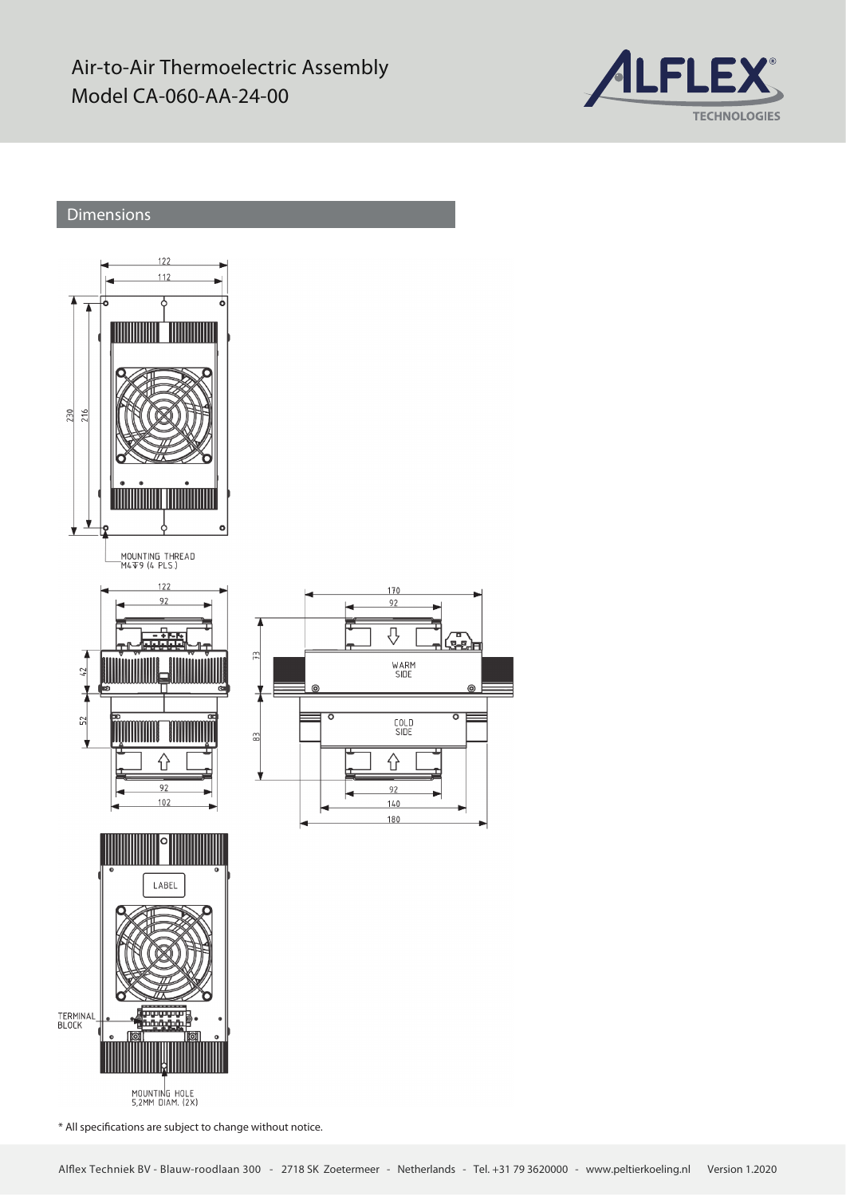# Air-to-Air Thermoelectric Assembly
# Model CA-060-AA-24-00

## Dimensions

122
112
230
216
MOUNTING THREAD
M4⊽9 (4 PLS.)

122
92
42
52
92
102

170
92
73
WARM
SIDE
COLD
SIDE
83
92
140
180

LABEL
TERMINAL
BLOCK
MOUNTING HOLE
5,2MM DIAM. (2X)

* All specifications are subject to change without notice.

Alflex Techniek BV - Blauw-roodlaan 300 - 2718 SK Zoetermeer - Netherlands - Tel. +31 79 3620000 - www.peltierkoeling.nl Version 1.2020